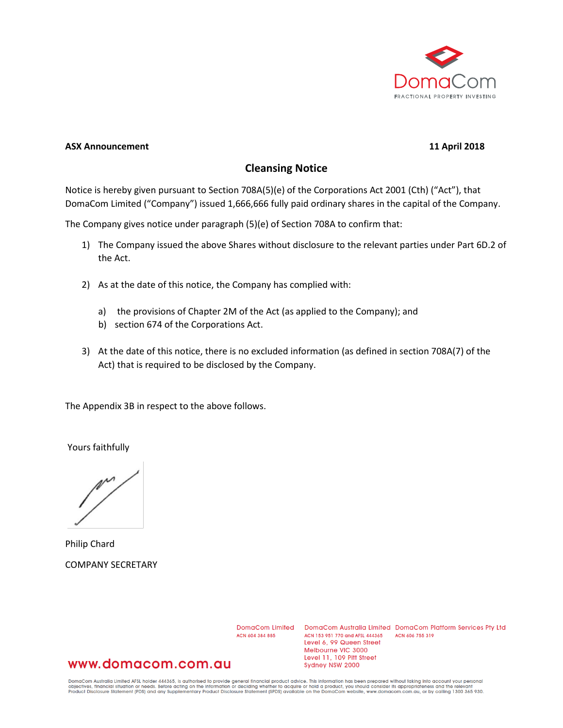DomaCom
FRACTIONAL PROPERTY INVESTING

**ASX Announcement** **11 April 2018**

## Cleansing Notice

Notice is hereby given pursuant to Section 708A(5)(e) of the Corporations Act 2001 (Cth) ("Act"), that DomaCom Limited ("Company") issued 1,666,666 fully paid ordinary shares in the capital of the Company.

The Company gives notice under paragraph (5)(e) of Section 708A to confirm that:

1) The Company issued the above Shares without disclosure to the relevant parties under Part 6D.2 of the Act.

2) As at the date of this notice, the Company has complied with:

   a) the provisions of Chapter 2M of the Act (as applied to the Company); and
   
   b) section 674 of the Corporations Act.

3) At the date of this notice, there is no excluded information (as defined in section 708A(7) of the Act) that is required to be disclosed by the Company.

The Appendix 3B in respect to the above follows.

Yours faithfully

Philip Chard

COMPANY SECRETARY

DomaCom Limited
ACN 604 384 885

DomaCom Australia Limited
ACN 153 951 770 and AFSL 444365
Level 6, 99 Queen Street
Melbourne VIC 3000
Level 11, 109 Pitt Street
Sydney NSW 2000

DomaCom Platform Services Pty Ltd
ACN 606 755 319

www.domacom.com.au

DomaCom Australia Limited AFSL holder 444365, is authorised to provide general financial product advice. This information has been prepared without taking into account your personal objectives, financial situation or needs. Before acting on the information or deciding whether to acquire or hold a product, you should consider its appropriateness and the relevant Product Disclosure Statement (PDS) and any Supplementary Product Disclosure Statement (SPDS) available on the DomaCom website, www.domacom.com.au, or by calling 1300 365 930.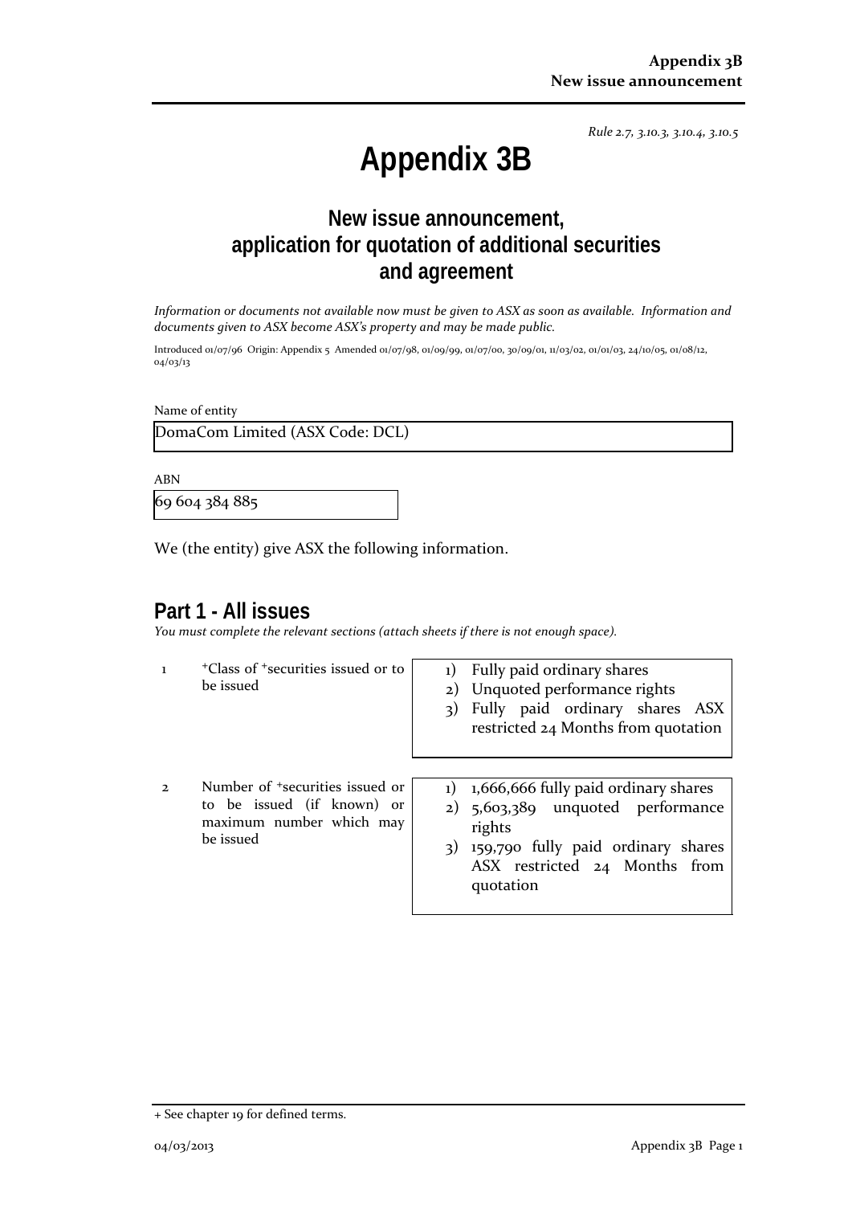*Rule 2.7, 3.10.3, 3.10.4, 3.10.5*

# Appendix 3B

## New issue announcement, application for quotation of additional securities and agreement

*Information or documents not available now must be given to ASX as soon as available. Information and documents given to ASX become ASX's property and may be made public.*

Introduced 01/07/96 Origin: Appendix 5 Amended 01/07/98, 01/09/99, 01/07/00, 30/09/01, 11/03/02, 01/01/03, 24/10/05, 01/08/12, 04/03/13

Name of entity

| DomaCom Limited (ASX Code: DCL) |
|---|

ABN

| 69 604 384 885 |
|---|

We (the entity) give ASX the following information.

## Part 1 - All issues

*You must complete the relevant sections (attach sheets if there is not enough space).*

| | | |
|---|---|---|
| 1 | +Class of +securities issued or to be issued | 1) Fully paid ordinary shares<br>2) Unquoted performance rights<br>3) Fully paid ordinary shares ASX restricted 24 Months from quotation |
| 2 | Number of +securities issued or to be issued (if known) or maximum number which may be issued | 1) 1,666,666 fully paid ordinary shares<br>2) 5,603,389 unquoted performance rights<br>3) 159,790 fully paid ordinary shares ASX restricted 24 Months from quotation |

+ See chapter 19 for defined terms.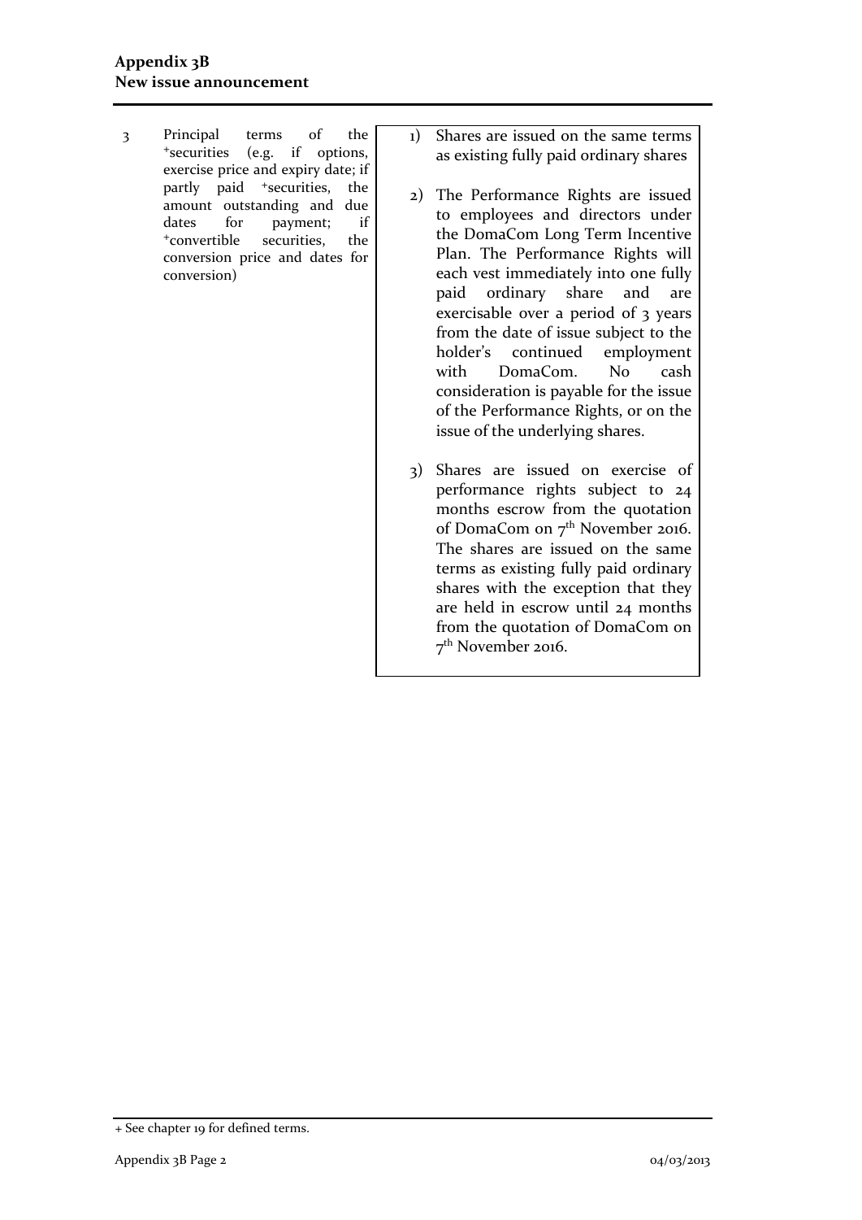| 3 | Principal terms of the +securities (e.g. if options, exercise price and expiry date; if partly paid +securities, the amount outstanding and due dates for payment; if +convertible securities, the conversion price and dates for conversion) | 1) Shares are issued on the same terms as existing fully paid ordinary shares<br><br>2) The Performance Rights are issued to employees and directors under the DomaCom Long Term Incentive Plan. The Performance Rights will each vest immediately into one fully paid ordinary share and are exercisable over a period of 3 years from the date of issue subject to the holder's continued employment with DomaCom. No cash consideration is payable for the issue of the Performance Rights, or on the issue of the underlying shares.<br><br>3) Shares are issued on exercise of performance rights subject to 24 months escrow from the quotation of DomaCom on 7th November 2016. The shares are issued on the same terms as existing fully paid ordinary shares with the exception that they are held in escrow until 24 months from the quotation of DomaCom on 7th November 2016. |
|---|---|---|

+ See chapter 19 for defined terms.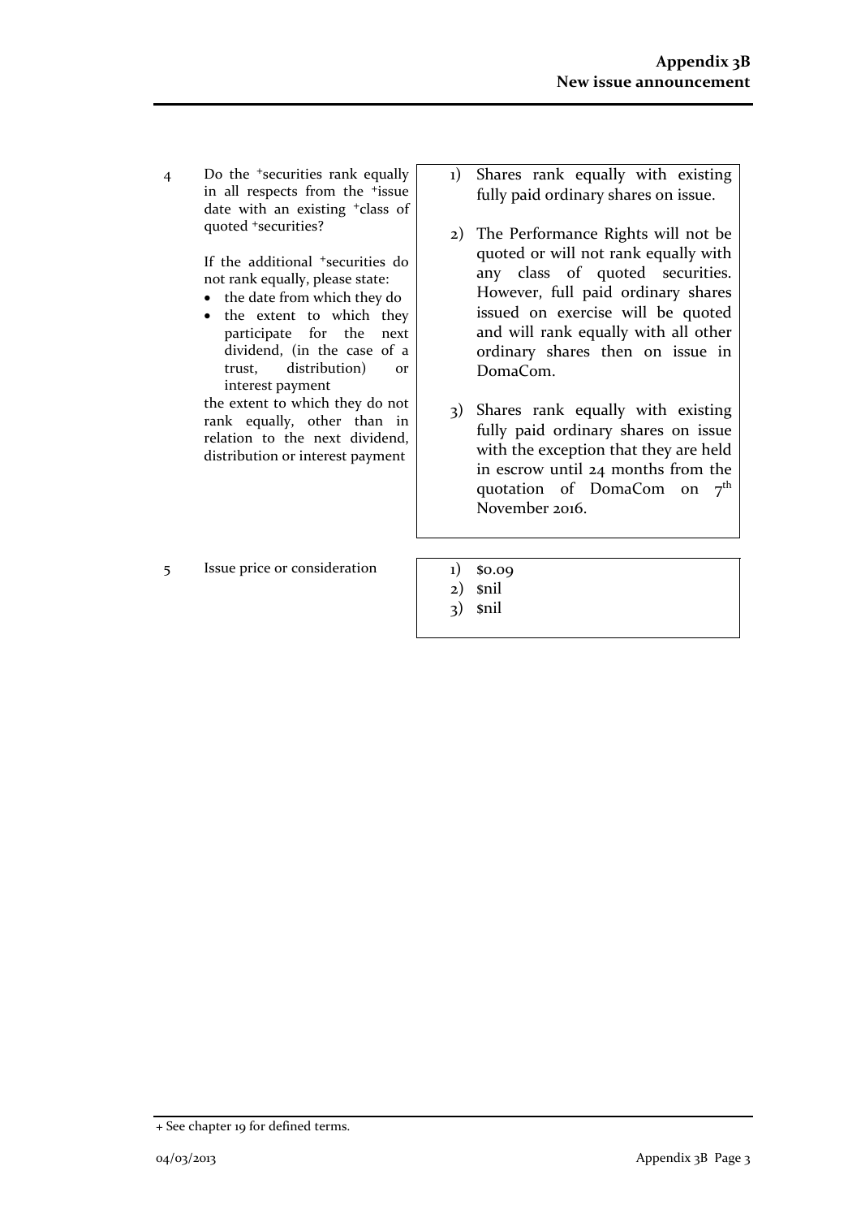| | | |
|---|---|---|
| 4 | Do the +securities rank equally in all respects from the +issue date with an existing +class of quoted +securities?<br><br>If the additional +securities do not rank equally, please state:<br>• the date from which they do<br>• the extent to which they participate for the next dividend, (in the case of a trust, distribution) or interest payment<br>the extent to which they do not rank equally, other than in relation to the next dividend, distribution or interest payment | 1) Shares rank equally with existing fully paid ordinary shares on issue.<br><br>2) The Performance Rights will not be quoted or will not rank equally with any class of quoted securities. However, full paid ordinary shares issued on exercise will be quoted and will rank equally with all other ordinary shares then on issue in DomaCom.<br><br>3) Shares rank equally with existing fully paid ordinary shares on issue with the exception that they are held in escrow until 24 months from the quotation of DomaCom on 7th November 2016. |
| 5 | Issue price or consideration | 1) $0.09<br>2) $nil<br>3) $nil |

+ See chapter 19 for defined terms.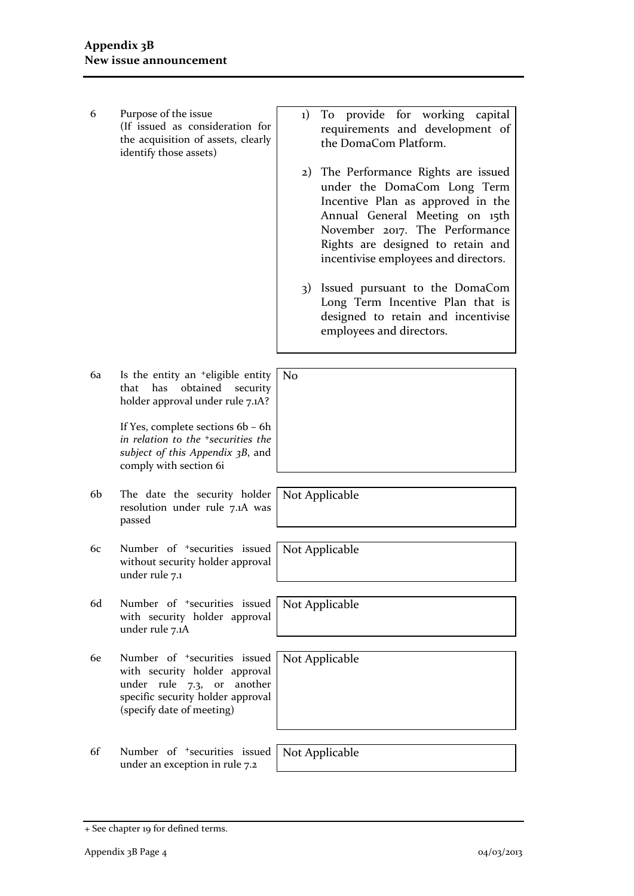| | | |
|---|---|---|
| 6 | Purpose of the issue<br>(If issued as consideration for the acquisition of assets, clearly identify those assets) | 1) To provide for working capital requirements and development of the DomaCom Platform.<br><br>2) The Performance Rights are issued under the DomaCom Long Term Incentive Plan as approved in the Annual General Meeting on 15th November 2017. The Performance Rights are designed to retain and incentivise employees and directors.<br><br>3) Issued pursuant to the DomaCom Long Term Incentive Plan that is designed to retain and incentivise employees and directors. |
| 6a | Is the entity an +eligible entity that has obtained security holder approval under rule 7.1A?<br><br>If Yes, complete sections 6b – 6h *in relation to the +securities the subject of this Appendix 3B*, and comply with section 6i | No |
| 6b | The date the security holder resolution under rule 7.1A was passed | Not Applicable |
| 6c | Number of +securities issued without security holder approval under rule 7.1 | Not Applicable |
| 6d | Number of +securities issued with security holder approval under rule 7.1A | Not Applicable |
| 6e | Number of +securities issued with security holder approval under rule 7.3, or another specific security holder approval (specify date of meeting) | Not Applicable |
| 6f | Number of +securities issued under an exception in rule 7.2 | Not Applicable |

+ See chapter 19 for defined terms.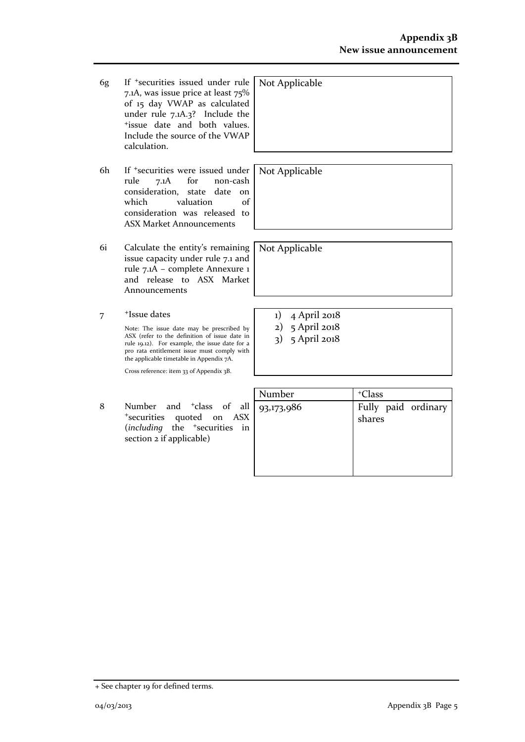| | | |
|---|---|---|
| 6g | If +securities issued under rule 7.1A, was issue price at least 75% of 15 day VWAP as calculated under rule 7.1A.3? Include the +issue date and both values. Include the source of the VWAP calculation. | Not Applicable |
| 6h | If +securities were issued under rule 7.1A for non-cash consideration, state date on which valuation of consideration was released to ASX Market Announcements | Not Applicable |
| 6i | Calculate the entity's remaining issue capacity under rule 7.1 and rule 7.1A – complete Annexure 1 and release to ASX Market Announcements | Not Applicable |
| 7 | +Issue dates<br><br>Note: The issue date may be prescribed by ASX (refer to the definition of issue date in rule 19.12). For example, the issue date for a pro rata entitlement issue must comply with the applicable timetable in Appendix 7A.<br><br>Cross reference: item 33 of Appendix 3B. | 1) 4 April 2018<br>2) 5 April 2018<br>3) 5 April 2018 |

| | | Number | +Class |
|---|---|---|---|
| 8 | Number and +class of all +securities quoted on ASX (*including* the +securities in section 2 if applicable) | 93,173,986 | Fully paid ordinary shares |

+ See chapter 19 for defined terms.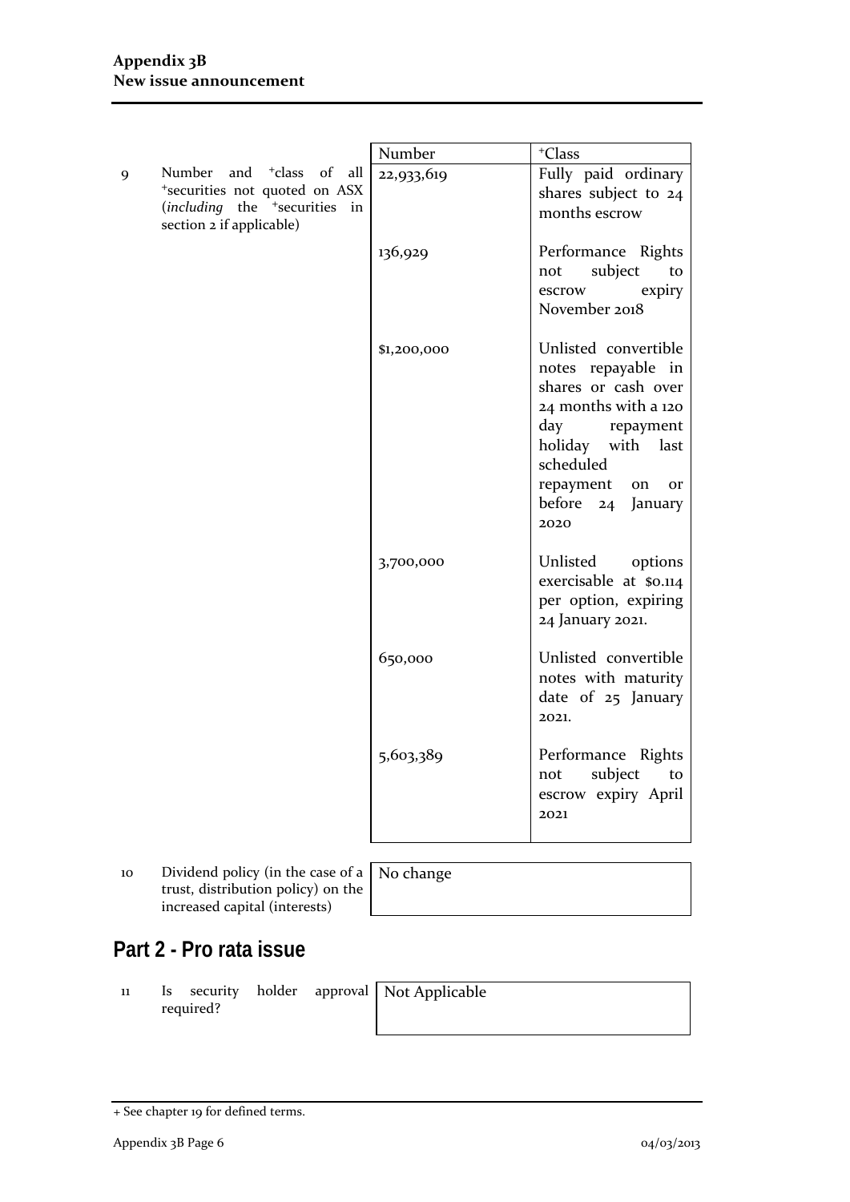| | | Number | +Class |
|---|---|---|---|
| 9 | Number and +class of all +securities not quoted on ASX (*including* the +securities in section 2 if applicable) | 22,933,619 | Fully paid ordinary shares subject to 24 months escrow |
| | | 136,929 | Performance Rights not subject to escrow expiry November 2018 |
| | | $1,200,000 | Unlisted convertible notes repayable in shares or cash over 24 months with a 120 day repayment holiday with last scheduled repayment on or before 24 January 2020 |
| | | 3,700,000 | Unlisted options exercisable at $0.114 per option, expiring 24 January 2021. |
| | | 650,000 | Unlisted convertible notes with maturity date of 25 January 2021. |
| | | 5,603,389 | Performance Rights not subject to escrow expiry April 2021 |

| | | |
|---|---|---|
| 10 | Dividend policy (in the case of a trust, distribution policy) on the increased capital (interests) | No change |

## Part 2 - Pro rata issue

| | | |
|---|---|---|
| 11 | Is security holder approval required? | Not Applicable |

+ See chapter 19 for defined terms.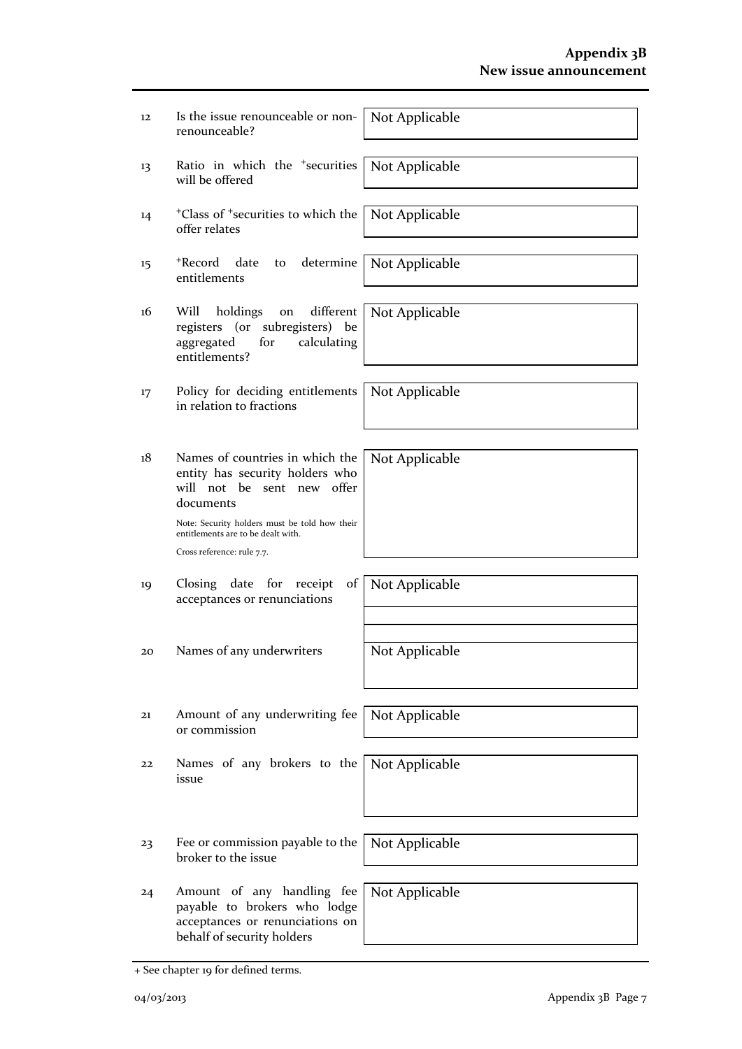| | | |
|---|---|---|
| 12 | Is the issue renounceable or non-renounceable? | Not Applicable |
| 13 | Ratio in which the +securities will be offered | Not Applicable |
| 14 | +Class of +securities to which the offer relates | Not Applicable |
| 15 | +Record date to determine entitlements | Not Applicable |
| 16 | Will holdings on different registers (or subregisters) be aggregated for calculating entitlements? | Not Applicable |
| 17 | Policy for deciding entitlements in relation to fractions | Not Applicable |
| 18 | Names of countries in which the entity has security holders who will not be sent new offer documents<br><br>Note: Security holders must be told how their entitlements are to be dealt with.<br><br>Cross reference: rule 7.7. | Not Applicable |
| 19 | Closing date for receipt of acceptances or renunciations | Not Applicable |
| 20 | Names of any underwriters | Not Applicable |
| 21 | Amount of any underwriting fee or commission | Not Applicable |
| 22 | Names of any brokers to the issue | Not Applicable |
| 23 | Fee or commission payable to the broker to the issue | Not Applicable |
| 24 | Amount of any handling fee payable to brokers who lodge acceptances or renunciations on behalf of security holders | Not Applicable |

+ See chapter 19 for defined terms.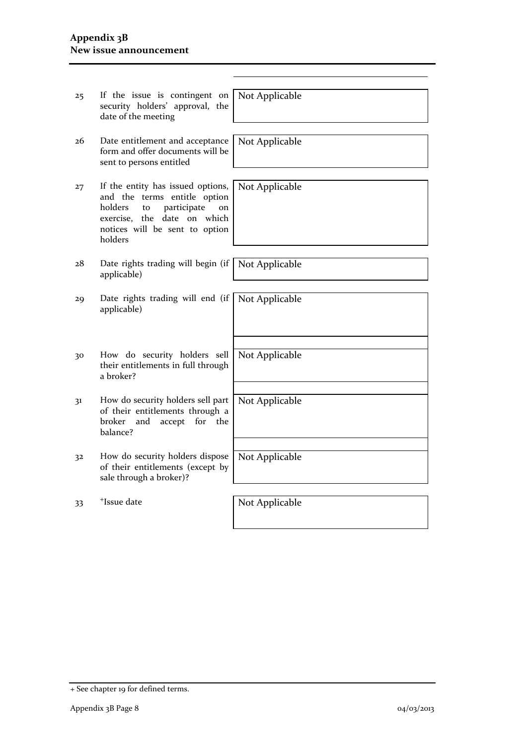| | | |
|---|---|---|
| 25 | If the issue is contingent on security holders' approval, the date of the meeting | Not Applicable |
| 26 | Date entitlement and acceptance form and offer documents will be sent to persons entitled | Not Applicable |
| 27 | If the entity has issued options, and the terms entitle option holders to participate on exercise, the date on which notices will be sent to option holders | Not Applicable |
| 28 | Date rights trading will begin (if applicable) | Not Applicable |
| 29 | Date rights trading will end (if applicable) | Not Applicable |
| 30 | How do security holders sell their entitlements in full through a broker? | Not Applicable |
| 31 | How do security holders sell part of their entitlements through a broker and accept for the balance? | Not Applicable |
| 32 | How do security holders dispose of their entitlements (except by sale through a broker)? | Not Applicable |
| 33 | +Issue date | Not Applicable |

+ See chapter 19 for defined terms.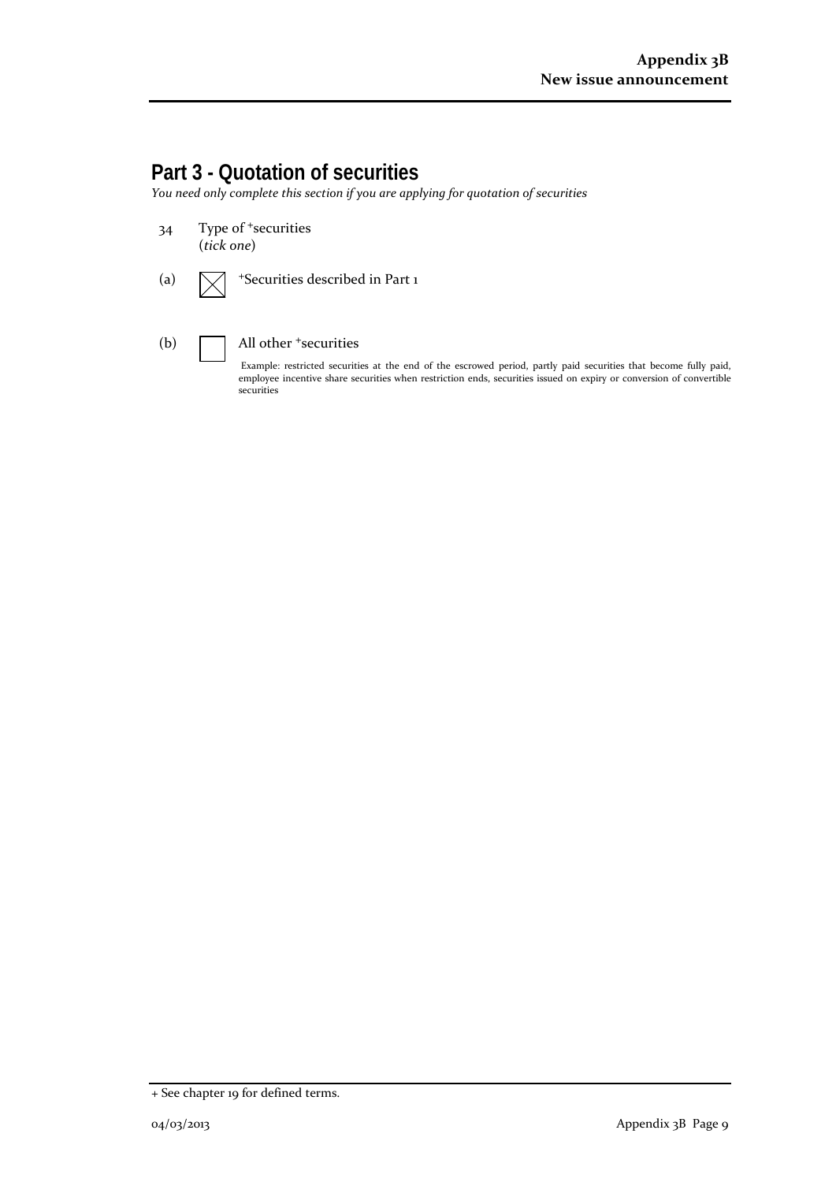## Part 3 - Quotation of securities

*You need only complete this section if you are applying for quotation of securities*

34 Type of +securities
(*tick one*)

(a) ☒ +Securities described in Part 1

(b) ☐ All other +securities

Example: restricted securities at the end of the escrowed period, partly paid securities that become fully paid, employee incentive share securities when restriction ends, securities issued on expiry or conversion of convertible securities

+ See chapter 19 for defined terms.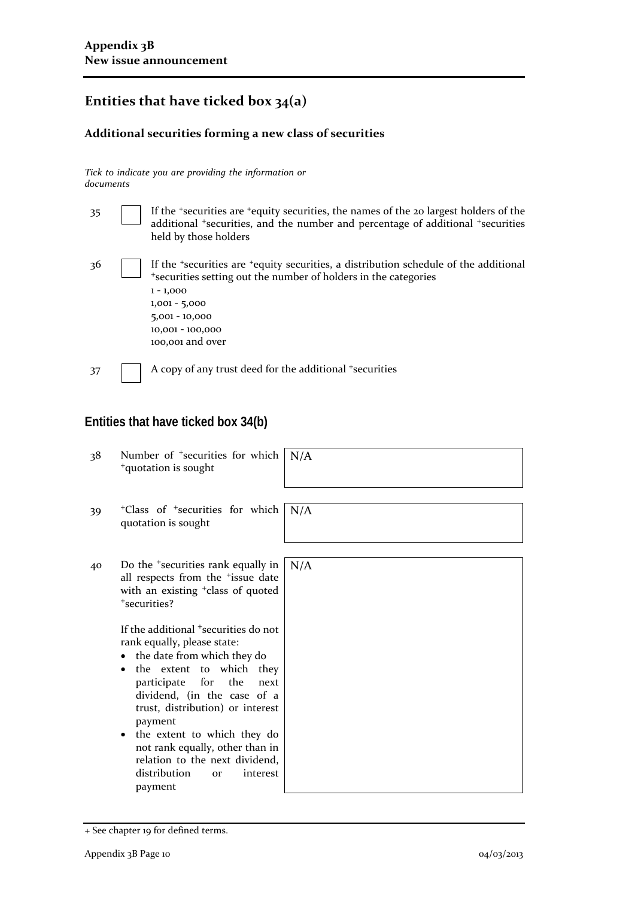## Entities that have ticked box 34(a)

### Additional securities forming a new class of securities

*Tick to indicate you are providing the information or documents*

35 ☐ If the +securities are +equity securities, the names of the 20 largest holders of the additional +securities, and the number and percentage of additional +securities held by those holders

36 ☐ If the +securities are +equity securities, a distribution schedule of the additional +securities setting out the number of holders in the categories
1 - 1,000
1,001 - 5,000
5,001 - 10,000
10,001 - 100,000
100,001 and over

37 ☐ A copy of any trust deed for the additional +securities

## Entities that have ticked box 34(b)

| | | |
|---|---|---|
| 38 | Number of +securities for which +quotation is sought | N/A |
| 39 | +Class of +securities for which quotation is sought | N/A |
| 40 | Do the +securities rank equally in all respects from the +issue date with an existing +class of quoted +securities?<br><br>If the additional +securities do not rank equally, please state:<br>• the date from which they do<br>• the extent to which they participate for the next dividend, (in the case of a trust, distribution) or interest payment<br>• the extent to which they do not rank equally, other than in relation to the next dividend, distribution or interest payment | N/A |

+ See chapter 19 for defined terms.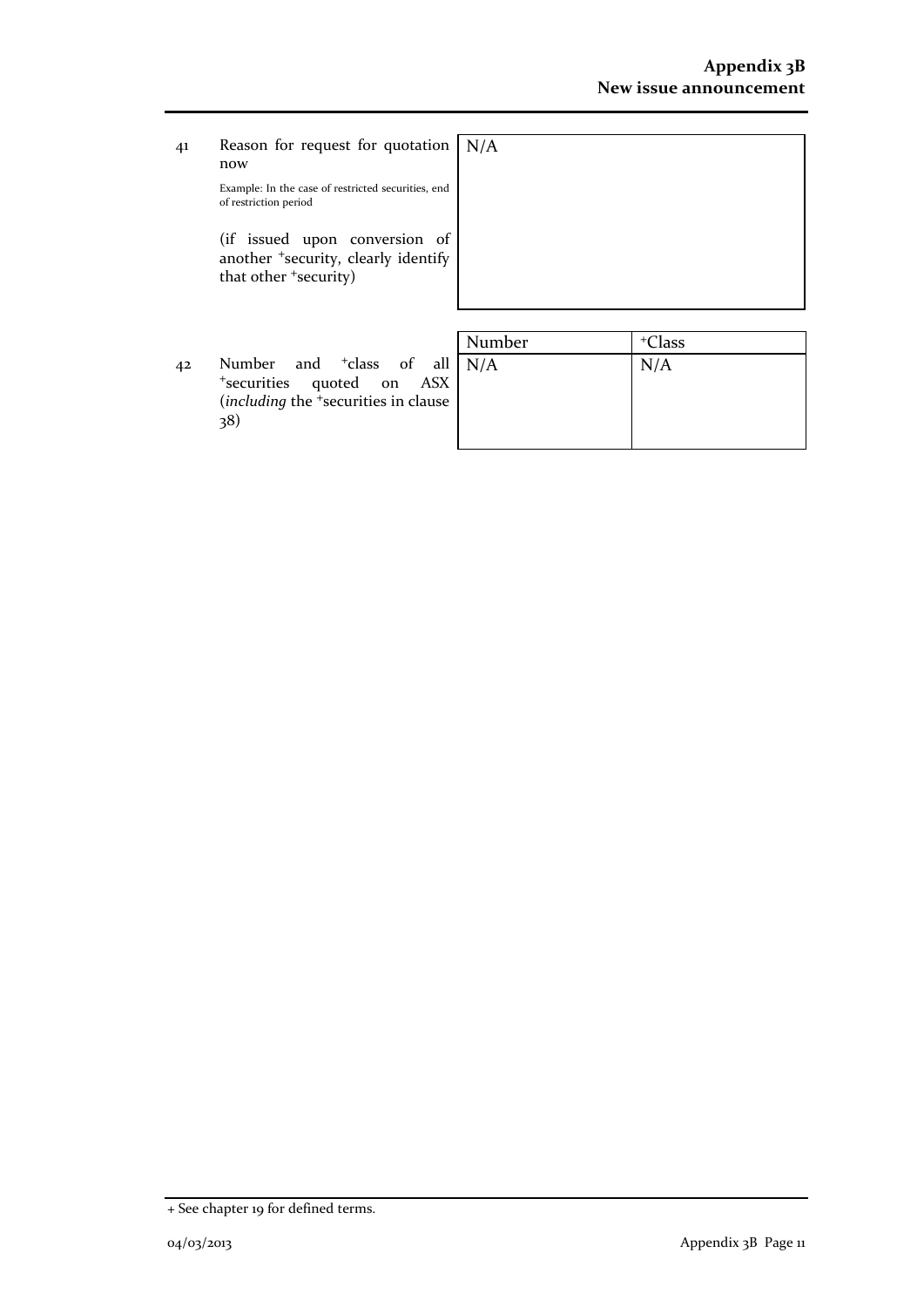| | |
|---|---|
| 41 Reason for request for quotation now<br><br>Example: In the case of restricted securities, end of restriction period<br><br>(if issued upon conversion of another +security, clearly identify that other +security) | N/A |

| | Number | +Class |
|---|---|---|
| 42 Number and +class of all +securities quoted on ASX (*including* the +securities in clause 38) | N/A | N/A |

+ See chapter 19 for defined terms.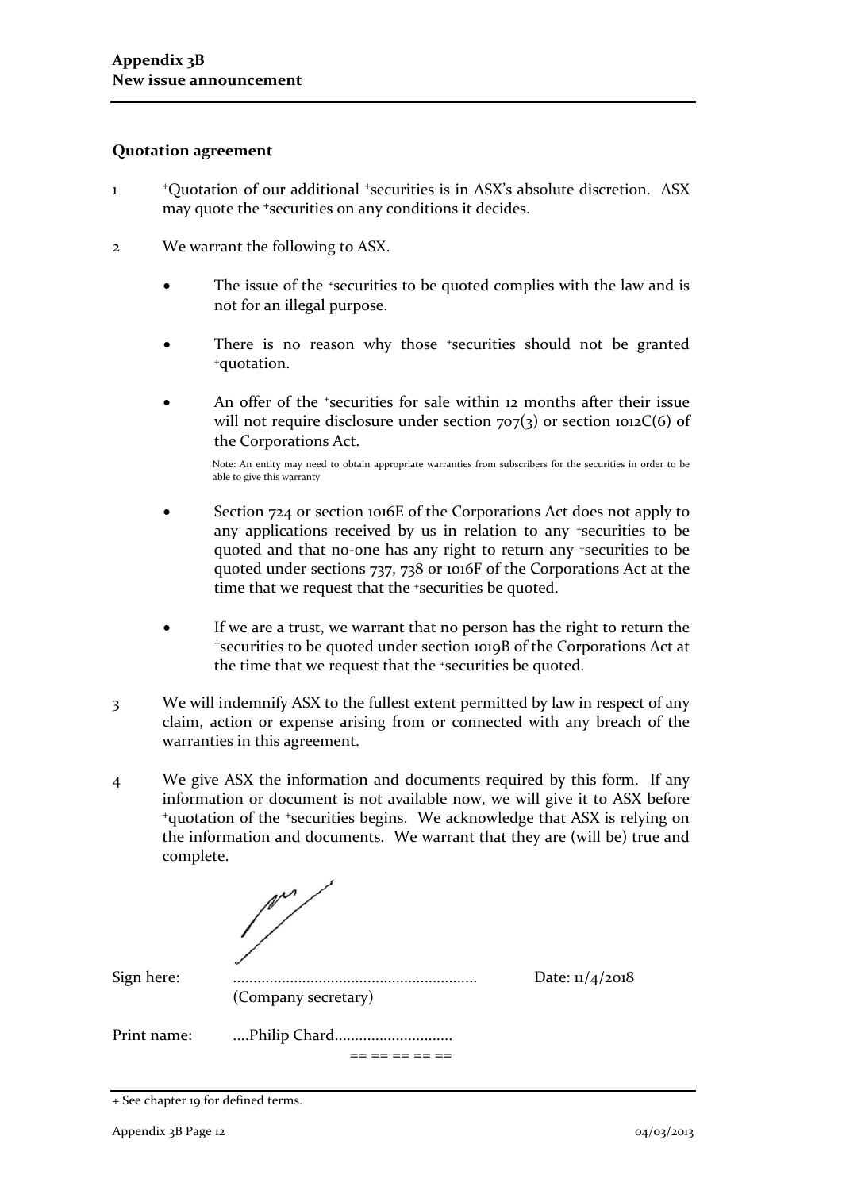## Quotation agreement

1 +Quotation of our additional +securities is in ASX's absolute discretion. ASX may quote the +securities on any conditions it decides.

2 We warrant the following to ASX.

- The issue of the +securities to be quoted complies with the law and is not for an illegal purpose.
- There is no reason why those +securities should not be granted +quotation.
- An offer of the +securities for sale within 12 months after their issue will not require disclosure under section 707(3) or section 1012C(6) of the Corporations Act.

  Note: An entity may need to obtain appropriate warranties from subscribers for the securities in order to be able to give this warranty

- Section 724 or section 1016E of the Corporations Act does not apply to any applications received by us in relation to any +securities to be quoted and that no-one has any right to return any +securities to be quoted under sections 737, 738 or 1016F of the Corporations Act at the time that we request that the +securities be quoted.
- If we are a trust, we warrant that no person has the right to return the +securities to be quoted under section 1019B of the Corporations Act at the time that we request that the +securities be quoted.

3 We will indemnify ASX to the fullest extent permitted by law in respect of any claim, action or expense arising from or connected with any breach of the warranties in this agreement.

4 We give ASX the information and documents required by this form. If any information or document is not available now, we will give it to ASX before +quotation of the +securities begins. We acknowledge that ASX is relying on the information and documents. We warrant that they are (will be) true and complete.

Sign here: ............................................................ Date: 11/4/2018
(Company secretary)

Print name: ....Philip Chard............................

== == == == ==

+ See chapter 19 for defined terms.